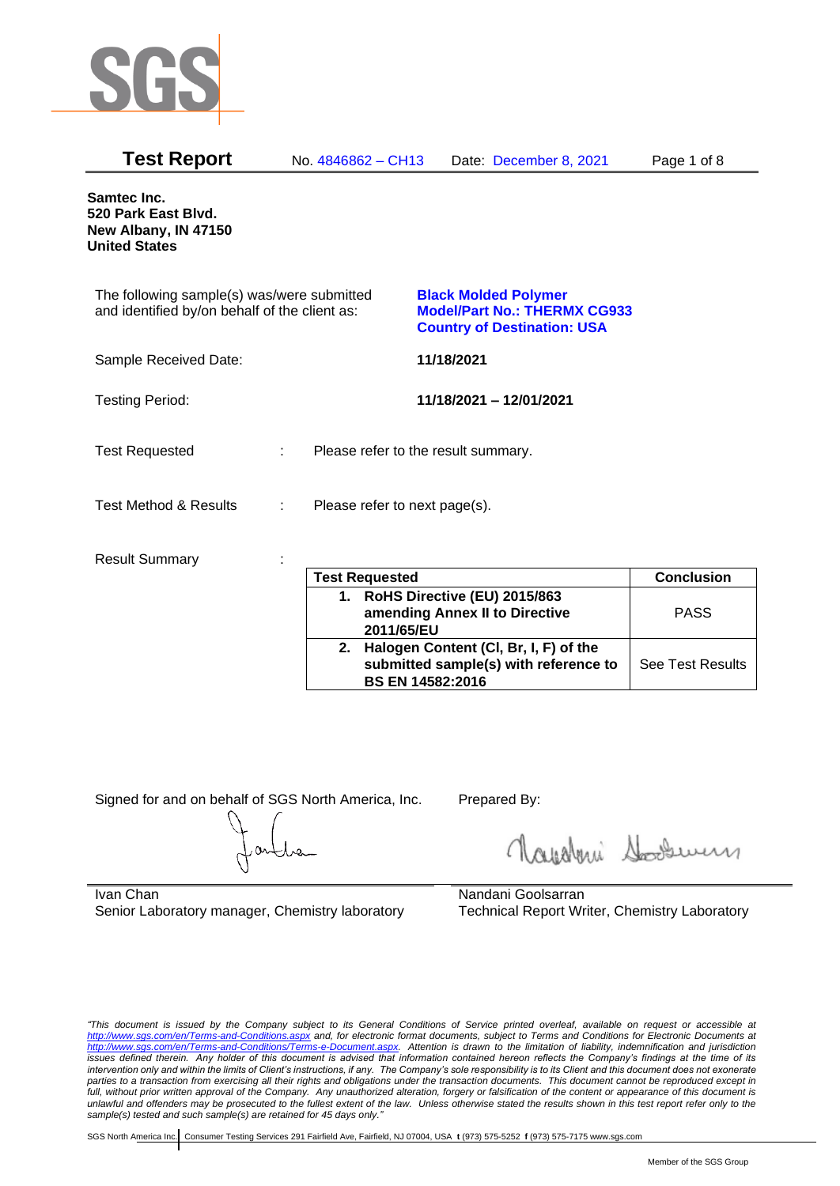# Test Report

No. 4846862 – CH13 Date: December 8, 2021

**Samtec Inc.**
**520 Park East Blvd.**
**New Albany, IN 47150**
**United States**

The following sample(s) was/were submitted and identified by/on behalf of the client as:

**Black Molded Polymer**
**Model/Part No.: THERMX CG933**
**Country of Destination: USA**

Sample Received Date: **11/18/2021**

Testing Period: **11/18/2021 – 12/01/2021**

Test Requested : Please refer to the result summary.

Test Method & Results : Please refer to next page(s).

Result Summary :

| Test Requested | Conclusion |
|---|---|
| **1. RoHS Directive (EU) 2015/863 amending Annex II to Directive 2011/65/EU** | PASS |
| **2. Halogen Content (Cl, Br, I, F) of the submitted sample(s) with reference to BS EN 14582:2016** | See Test Results |

Signed for and on behalf of SGS North America, Inc.

Ivan Chan
Senior Laboratory manager, Chemistry laboratory

Prepared By:

Nandani Goolsarran
Technical Report Writer, Chemistry Laboratory

*"This document is issued by the Company subject to its General Conditions of Service printed overleaf, available on request or accessible at http://www.sgs.com/en/Terms-and-Conditions.aspx and, for electronic format documents, subject to Terms and Conditions for Electronic Documents at http://www.sgs.com/en/Terms-and-Conditions/Terms-e-Document.aspx. Attention is drawn to the limitation of liability, indemnification and jurisdiction issues defined therein. Any holder of this document is advised that information contained hereon reflects the Company's findings at the time of its intervention only and within the limits of Client's instructions, if any. The Company's sole responsibility is to its Client and this document does not exonerate parties to a transaction from exercising all their rights and obligations under the transaction documents. This document cannot be reproduced except in full, without prior written approval of the Company. Any unauthorized alteration, forgery or falsification of the content or appearance of this document is unlawful and offenders may be prosecuted to the fullest extent of the law. Unless otherwise stated the results shown in this test report refer only to the sample(s) tested and such sample(s) are retained for 45 days only."*

SGS North America Inc. Consumer Testing Services 291 Fairfield Ave, Fairfield, NJ 07004, USA **t** (973) 575-5252 **f** (973) 575-7175 www.sgs.com

Member of the SGS Group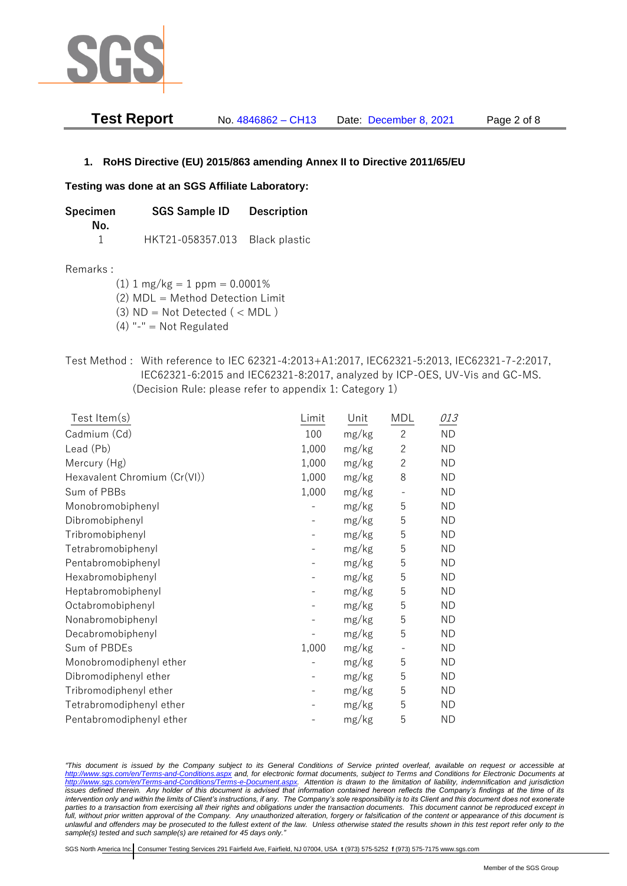## 1. RoHS Directive (EU) 2015/863 amending Annex II to Directive 2011/65/EU

**Testing was done at an SGS Affiliate Laboratory:**

| Specimen No. | SGS Sample ID | Description |
|---|---|---|
| 1 | HKT21-058357.013 | Black plastic |

Remarks :

(1) 1 mg/kg = 1 ppm = 0.0001%
(2) MDL = Method Detection Limit
(3) ND = Not Detected ( < MDL )
(4) "-" = Not Regulated

Test Method : With reference to IEC 62321-4:2013+A1:2017, IEC62321-5:2013, IEC62321-7-2:2017, IEC62321-6:2015 and IEC62321-8:2017, analyzed by ICP-OES, UV-Vis and GC-MS. (Decision Rule: please refer to appendix 1: Category 1)

| Test Item(s) | Limit | Unit | MDL | *013* |
|---|---|---|---|---|
| Cadmium (Cd) | 100 | mg/kg | 2 | ND |
| Lead (Pb) | 1,000 | mg/kg | 2 | ND |
| Mercury (Hg) | 1,000 | mg/kg | 2 | ND |
| Hexavalent Chromium (Cr(VI)) | 1,000 | mg/kg | 8 | ND |
| Sum of PBBs | 1,000 | mg/kg | - | ND |
| Monobromobiphenyl | - | mg/kg | 5 | ND |
| Dibromobiphenyl | - | mg/kg | 5 | ND |
| Tribromobiphenyl | - | mg/kg | 5 | ND |
| Tetrabromobiphenyl | - | mg/kg | 5 | ND |
| Pentabromobiphenyl | - | mg/kg | 5 | ND |
| Hexabromobiphenyl | - | mg/kg | 5 | ND |
| Heptabromobiphenyl | - | mg/kg | 5 | ND |
| Octabromobiphenyl | - | mg/kg | 5 | ND |
| Nonabromobiphenyl | - | mg/kg | 5 | ND |
| Decabromobiphenyl | - | mg/kg | 5 | ND |
| Sum of PBDEs | 1,000 | mg/kg | - | ND |
| Monobromodiphenyl ether | - | mg/kg | 5 | ND |
| Dibromodiphenyl ether | - | mg/kg | 5 | ND |
| Tribromodiphenyl ether | - | mg/kg | 5 | ND |
| Tetrabromodiphenyl ether | - | mg/kg | 5 | ND |
| Pentabromodiphenyl ether | - | mg/kg | 5 | ND |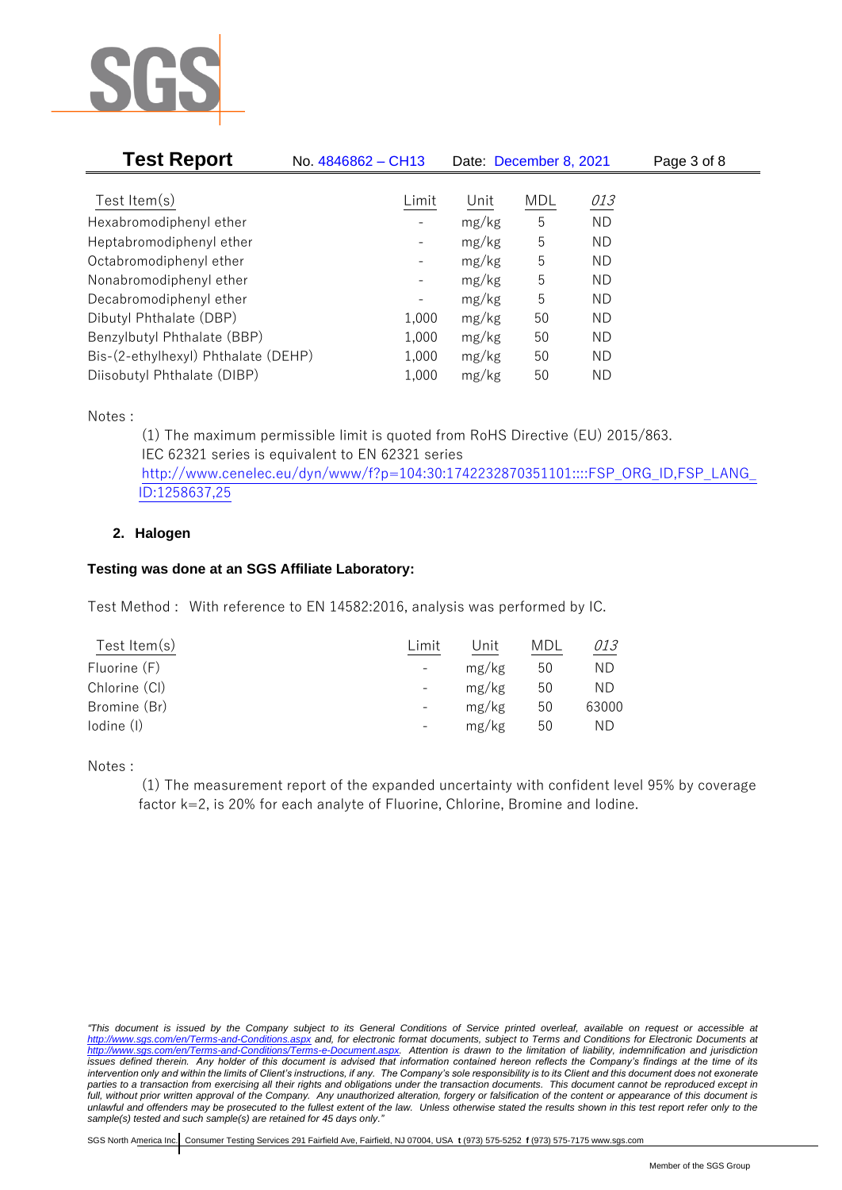| Test Item(s) | Limit | Unit | MDL | *013* |
|---|---|---|---|---|
| Hexabromodiphenyl ether | - | mg/kg | 5 | ND |
| Heptabromodiphenyl ether | - | mg/kg | 5 | ND |
| Octabromodiphenyl ether | - | mg/kg | 5 | ND |
| Nonabromodiphenyl ether | - | mg/kg | 5 | ND |
| Decabromodiphenyl ether | - | mg/kg | 5 | ND |
| Dibutyl Phthalate (DBP) | 1,000 | mg/kg | 50 | ND |
| Benzylbutyl Phthalate (BBP) | 1,000 | mg/kg | 50 | ND |
| Bis-(2-ethylhexyl) Phthalate (DEHP) | 1,000 | mg/kg | 50 | ND |
| Diisobutyl Phthalate (DIBP) | 1,000 | mg/kg | 50 | ND |

Notes :

(1) The maximum permissible limit is quoted from RoHS Directive (EU) 2015/863.
IEC 62321 series is equivalent to EN 62321 series
http://www.cenelec.eu/dyn/www/f?p=104:30:1742232870351101::::FSP_ORG_ID,FSP_LANG_ID:1258637,25

## 2. Halogen

**Testing was done at an SGS Affiliate Laboratory:**

Test Method : With reference to EN 14582:2016, analysis was performed by IC.

| Test Item(s) | Limit | Unit | MDL | *013* |
|---|---|---|---|---|
| Fluorine (F) | - | mg/kg | 50 | ND |
| Chlorine (Cl) | - | mg/kg | 50 | ND |
| Bromine (Br) | - | mg/kg | 50 | 63000 |
| Iodine (I) | - | mg/kg | 50 | ND |

Notes :

(1) The measurement report of the expanded uncertainty with confident level 95% by coverage factor k=2, is 20% for each analyte of Fluorine, Chlorine, Bromine and Iodine.

*"This document is issued by the Company subject to its General Conditions of Service printed overleaf, available on request or accessible at http://www.sgs.com/en/Terms-and-Conditions.aspx and, for electronic format documents, subject to Terms and Conditions for Electronic Documents at http://www.sgs.com/en/Terms-and-Conditions/Terms-e-Document.aspx. Attention is drawn to the limitation of liability, indemnification and jurisdiction issues defined therein. Any holder of this document is advised that information contained hereon reflects the Company's findings at the time of its intervention only and within the limits of Client's instructions, if any. The Company's sole responsibility is to its Client and this document does not exonerate parties to a transaction from exercising all their rights and obligations under the transaction documents. This document cannot be reproduced except in full, without prior written approval of the Company. Any unauthorized alteration, forgery or falsification of the content or appearance of this document is unlawful and offenders may be prosecuted to the fullest extent of the law. Unless otherwise stated the results shown in this test report refer only to the sample(s) tested and such sample(s) are retained for 45 days only."*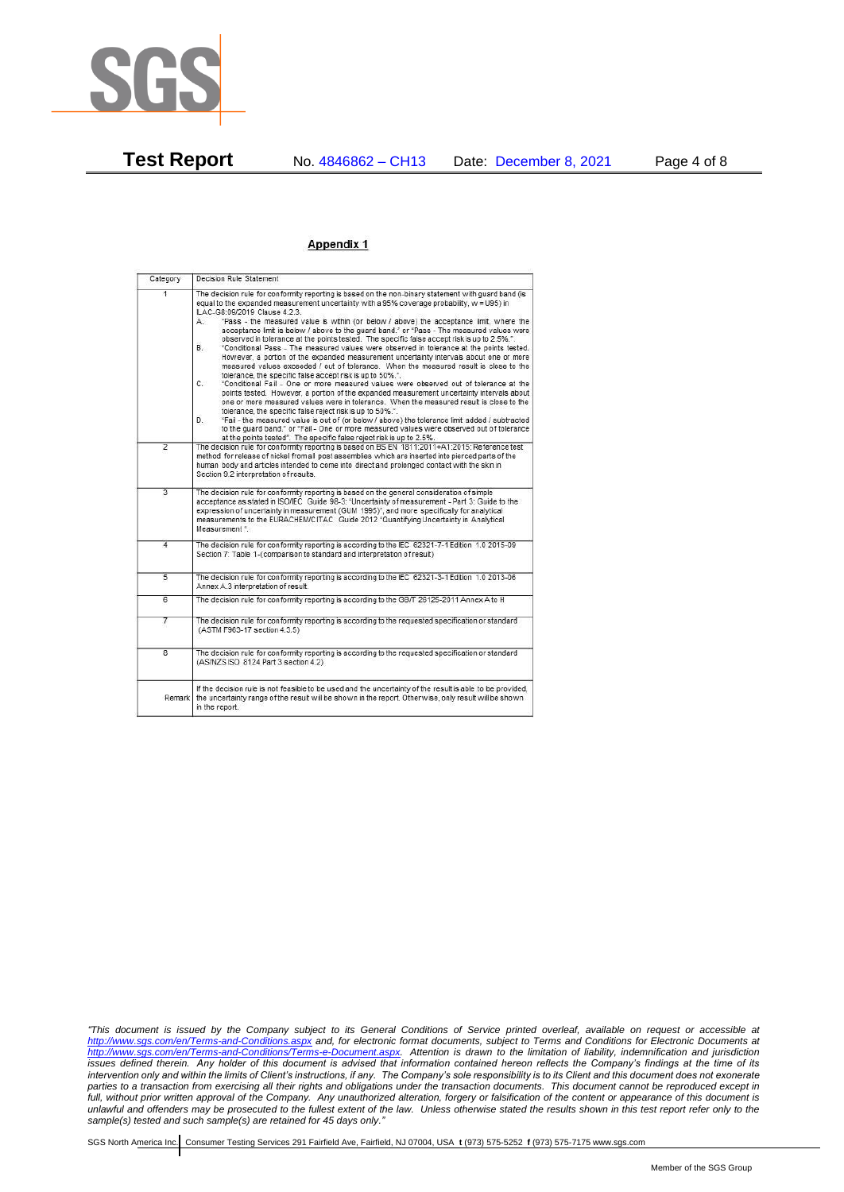**Test Report** No. 4846862 – CH13 Date: December 8, 2021

## Appendix 1

| Category | Decision Rule Statement |
|---|---|
| 1 | The decision rule for conformity reporting is based on the non-binary statement with guard band (is equal to the expanded measurement uncertainty with a 95% coverage probability, w = U95) in ILAC-G8:09/2019 Clause 4.2.3.<br>A. "Pass - the measured value is within (or below / above) the acceptance limit, where the acceptance limit is below / above to the guard band." or "Pass - The measured values were observed in tolerance at the points tested. The specific false accept risk is up to 2.5%.".<br>B. "Conditional Pass - The measured values were observed in tolerance at the points tested. However, a portion of the expanded measurement uncertainty intervals about one or more measured values exceeded / out of tolerance. When the measured result is close to the tolerance, the specific false accept risk is up to 50%.".<br>C. "Conditional Fail - One or more measured values were observed out of tolerance at the points tested. However, a portion of the expanded measurement uncertainty intervals about one or more measured values were in tolerance. When the measured result is close to the tolerance, the specific false reject risk is up to 50%.".<br>D. "Fail - the measured value is out of (or below / above) the tolerance limit added / subtracted to the guard band." or "Fail - One or more measured values were observed out of tolerance at the points tested". The specific false reject risk is up to 2.5%. |
| 2 | The decision rule for conformity reporting is based on BS EN 1811:2011+A1:2015: Reference test method for release of nickel from all post assemblies which are inserted into pierced parts of the human body and articles intended to come into direct and prolonged contact with the skin in Section 9.2 interpretation of results. |
| 3 | The decision rule for conformity reporting is based on the general consideration of simple acceptance as stated in ISO/IEC Guide 98-3: "Uncertainty of measurement - Part 3: Guide to the expression of uncertainty in measurement (GUM 1995)", and more specifically for analytical measurements to the EURACHEM/CITAC Guide 2012 "Quantifying Uncertainty in Analytical Measurement ". |
| 4 | The decision rule for conformity reporting is according to the IEC 62321-7-1 Edition 1.0 2015-09 Section 7: Table 1-(comparison to standard and interpretation of result) |
| 5 | The decision rule for conformity reporting is according to the IEC 62321-3-1 Edition 1.0 2013-06 Annex A.3 interpretation of result. |
| 6 | The decision rule for conformity reporting is according to the GB/T 26125-2011 Annex A to H |
| 7 | The decision rule for conformity reporting is according to the requested specification or standard (ASTM F963-17 section 4.3.5) |
| 8 | The decision rule for conformity reporting is according to the requested specification or standard (AS/NZS ISO 8124 Part 3 section 4.2) |
| Remark | If the decision rule is not feasible to be used and the uncertainty of the result is able to be provided, the uncertainty range of the result will be shown in the report. Otherwise, only result will be shown in the report. |

*"This document is issued by the Company subject to its General Conditions of Service printed overleaf, available on request or accessible at http://www.sgs.com/en/Terms-and-Conditions.aspx and, for electronic format documents, subject to Terms and Conditions for Electronic Documents at http://www.sgs.com/en/Terms-and-Conditions/Terms-e-Document.aspx. Attention is drawn to the limitation of liability, indemnification and jurisdiction issues defined therein. Any holder of this document is advised that information contained hereon reflects the Company's findings at the time of its intervention only and within the limits of Client's instructions, if any. The Company's sole responsibility is to its Client and this document does not exonerate parties to a transaction from exercising all their rights and obligations under the transaction documents. This document cannot be reproduced except in full, without prior written approval of the Company. Any unauthorized alteration, forgery or falsification of the content or appearance of this document is unlawful and offenders may be prosecuted to the fullest extent of the law. Unless otherwise stated the results shown in this test report refer only to the sample(s) tested and such sample(s) are retained for 45 days only."*

SGS North America Inc. | Consumer Testing Services 291 Fairfield Ave, Fairfield, NJ 07004, USA **t** (973) 575-5252 **f** (973) 575-7175 www.sgs.com

Member of the SGS Group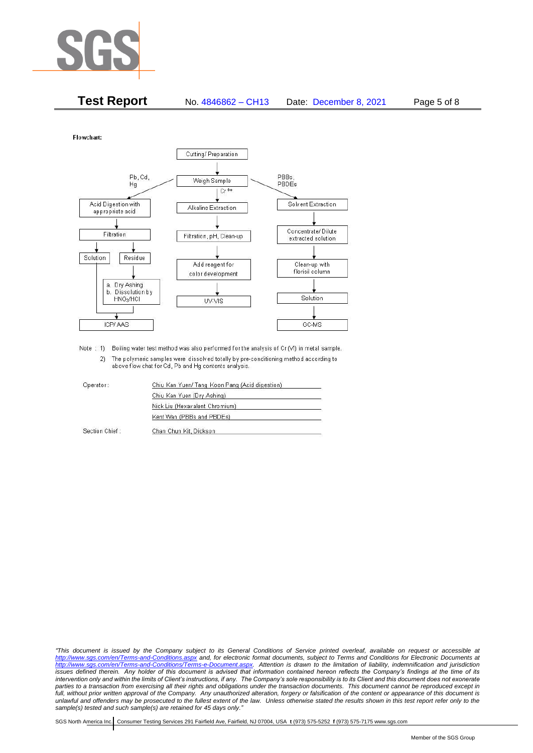Flowchart:

Cutting/ Preparation → Weigh Sample

**Pb, Cd, Hg:**
- Acid Digestion with appropriate acid
- Filtration
- Solution / Residue
  - Residue → a. Dry Ashing b. Dissolution by $HNO_3$/HCl
- ICP/ AAS

**$Cr^{6+}$:**
- Alkaline Extraction
- Filtration, pH, Clean-up
- Add reagent for color development
- UV-VIS

**PBBs, PBDEs:**
- Solvent Extraction
- Concentrate/ Dilute extracted solution
- Clean-up with florisil column
- Solution
- GC-MS

Note : 1) Boiling water test method was also performed for the analysis of Cr (VI) in metal sample.
2) The polymeric samples were dissolved totally by pre-conditioning method according to above flow chat for Cd, Pb and Hg contents analysis.

| | |
|---|---|
| Operator: | Chiu Kan Yuen/ Tang Koon Pang (Acid digestion) |
| | Chiu Kan Yuen (Dry Ashing) |
| | Nick Liu (Hexavalent Chromium) |
| | Kent Wan (PBBs and PBDEs) |
| Section Chief : | Chan Chun Kit, Dickson |

*"This document is issued by the Company subject to its General Conditions of Service printed overleaf, available on request or accessible at http://www.sgs.com/en/Terms-and-Conditions.aspx and, for electronic format documents, subject to Terms and Conditions for Electronic Documents at http://www.sgs.com/en/Terms-and-Conditions/Terms-e-Document.aspx. Attention is drawn to the limitation of liability, indemnification and jurisdiction issues defined therein. Any holder of this document is advised that information contained hereon reflects the Company's findings at the time of its intervention only and within the limits of Client's instructions, if any. The Company's sole responsibility is to its Client and this document does not exonerate parties to a transaction from exercising all their rights and obligations under the transaction documents. This document cannot be reproduced except in full, without prior written approval of the Company. Any unauthorized alteration, forgery or falsification of the content or appearance of this document is unlawful and offenders may be prosecuted to the fullest extent of the law. Unless otherwise stated the results shown in this test report refer only to the sample(s) tested and such sample(s) are retained for 45 days only."*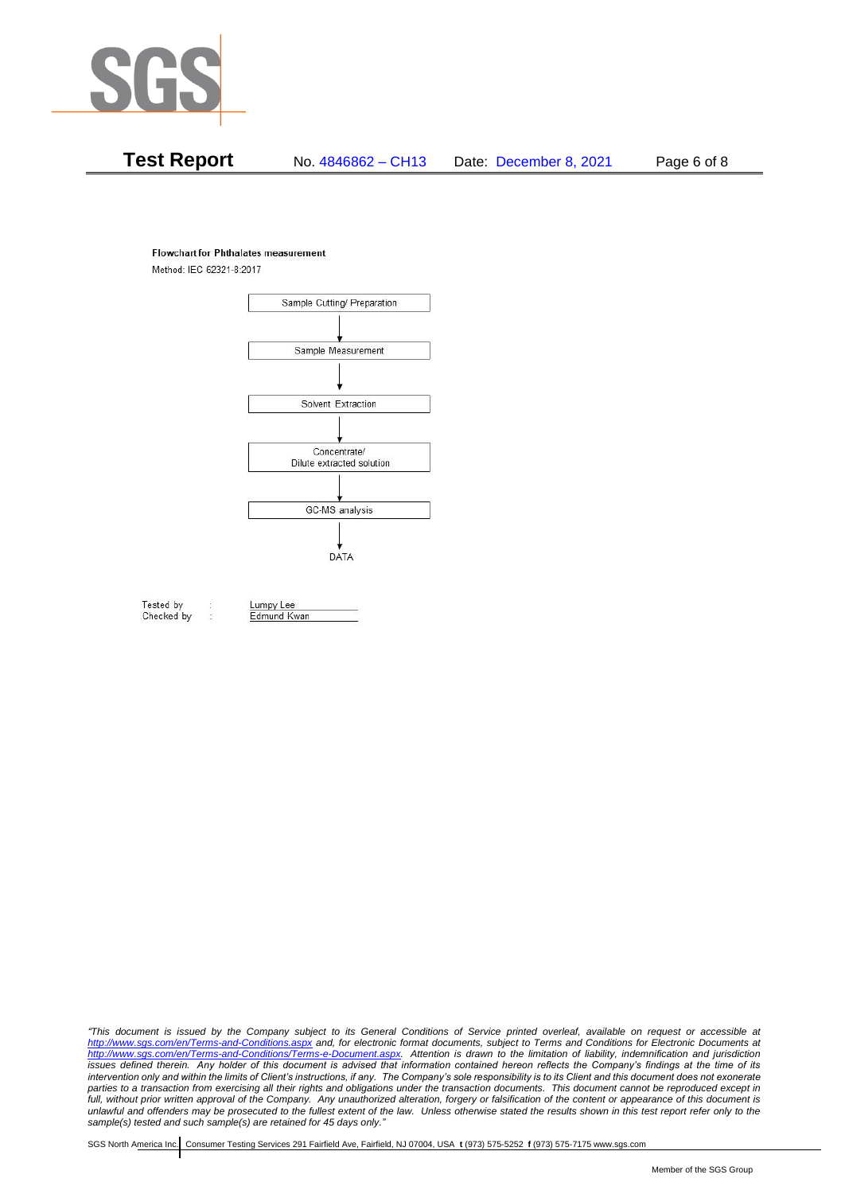**Test Report** No. 4846862 – CH13 Date: December 8, 2021

**Flowchart for Phthalates measurement**

Method: IEC 62321-8:2017

Sample Cutting/ Preparation

↓

Sample Measurement

↓

Solvent Extraction

↓

Concentrate/
Dilute extracted solution

↓

GC-MS analysis

↓

DATA

Tested by : Lumpy Lee
Checked by : Edmund Kwan

*"This document is issued by the Company subject to its General Conditions of Service printed overleaf, available on request or accessible at http://www.sgs.com/en/Terms-and-Conditions.aspx and, for electronic format documents, subject to Terms and Conditions for Electronic Documents at http://www.sgs.com/en/Terms-and-Conditions/Terms-e-Document.aspx. Attention is drawn to the limitation of liability, indemnification and jurisdiction issues defined therein. Any holder of this document is advised that information contained hereon reflects the Company's findings at the time of its intervention only and within the limits of Client's instructions, if any. The Company's sole responsibility is to its Client and this document does not exonerate parties to a transaction from exercising all their rights and obligations under the transaction documents. This document cannot be reproduced except in full, without prior written approval of the Company. Any unauthorized alteration, forgery or falsification of the content or appearance of this document is unlawful and offenders may be prosecuted to the fullest extent of the law. Unless otherwise stated the results shown in this test report refer only to the sample(s) tested and such sample(s) are retained for 45 days only."*

SGS North America Inc. | Consumer Testing Services 291 Fairfield Ave, Fairfield, NJ 07004, USA **t** (973) 575-5252 **f** (973) 575-7175 www.sgs.com

Member of the SGS Group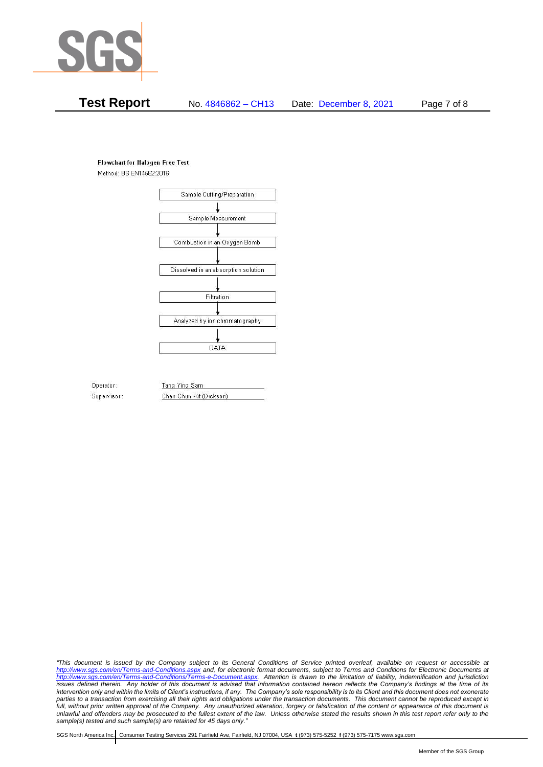**Flowchart for Halogen Free Test**

Method: BS EN14582:2016

Sample Cutting/Preparation

↓

Sample Measurement

↓

Combustion in an Oxygen Bomb

↓

Dissolved in an absorption solution

↓

Filtration

↓

Analyzed by ion chromatography

↓

DATA

Operator: Tang Ying Sam

Supervisor: Chan Chun Kit (Dickson)

*"This document is issued by the Company subject to its General Conditions of Service printed overleaf, available on request or accessible at http://www.sgs.com/en/Terms-and-Conditions.aspx and, for electronic format documents, subject to Terms and Conditions for Electronic Documents at http://www.sgs.com/en/Terms-and-Conditions/Terms-e-Document.aspx. Attention is drawn to the limitation of liability, indemnification and jurisdiction issues defined therein. Any holder of this document is advised that information contained hereon reflects the Company's findings at the time of its intervention only and within the limits of Client's instructions, if any. The Company's sole responsibility is to its Client and this document does not exonerate parties to a transaction from exercising all their rights and obligations under the transaction documents. This document cannot be reproduced except in full, without prior written approval of the Company. Any unauthorized alteration, forgery or falsification of the content or appearance of this document is unlawful and offenders may be prosecuted to the fullest extent of the law. Unless otherwise stated the results shown in this test report refer only to the sample(s) tested and such sample(s) are retained for 45 days only."*

SGS North America Inc. | Consumer Testing Services 291 Fairfield Ave, Fairfield, NJ 07004, USA **t** (973) 575-5252 **f** (973) 575-7175 www.sgs.com

Member of the SGS Group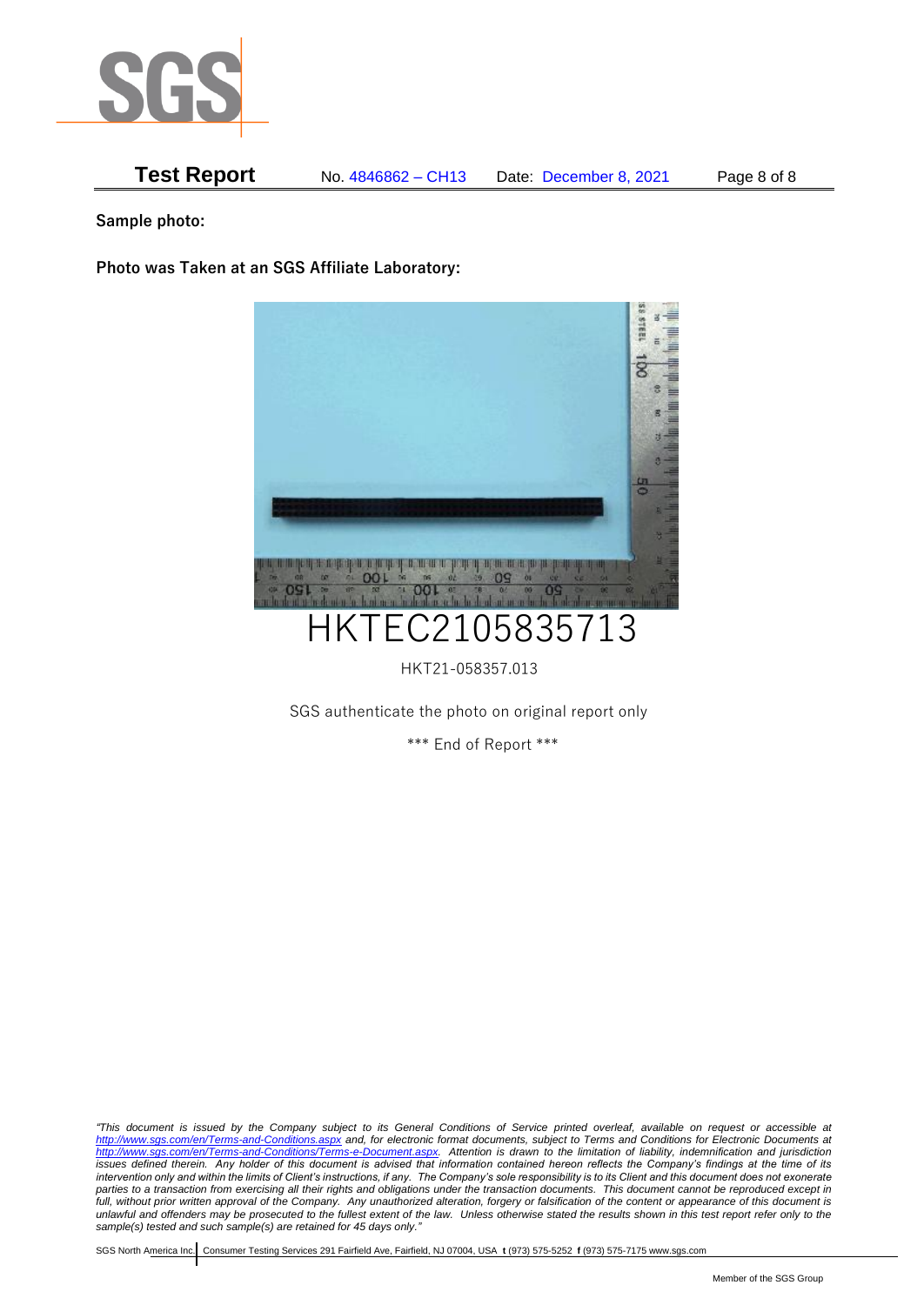**Test Report** No. 4846862 – CH13 Date: December 8, 2021

**Sample photo:**

**Photo was Taken at an SGS Affiliate Laboratory:**

HKTEC2105835713

HKT21-058357.013

SGS authenticate the photo on original report only

*** End of Report ***

*"This document is issued by the Company subject to its General Conditions of Service printed overleaf, available on request or accessible at http://www.sgs.com/en/Terms-and-Conditions.aspx and, for electronic format documents, subject to Terms and Conditions for Electronic Documents at http://www.sgs.com/en/Terms-and-Conditions/Terms-e-Document.aspx. Attention is drawn to the limitation of liability, indemnification and jurisdiction issues defined therein. Any holder of this document is advised that information contained hereon reflects the Company's findings at the time of its intervention only and within the limits of Client's instructions, if any. The Company's sole responsibility is to its Client and this document does not exonerate parties to a transaction from exercising all their rights and obligations under the transaction documents. This document cannot be reproduced except in full, without prior written approval of the Company. Any unauthorized alteration, forgery or falsification of the content or appearance of this document is unlawful and offenders may be prosecuted to the fullest extent of the law. Unless otherwise stated the results shown in this test report refer only to the sample(s) tested and such sample(s) are retained for 45 days only."*

SGS North America Inc. | Consumer Testing Services 291 Fairfield Ave, Fairfield, NJ 07004, USA **t** (973) 575-5252 **f** (973) 575-7175 www.sgs.com

Member of the SGS Group